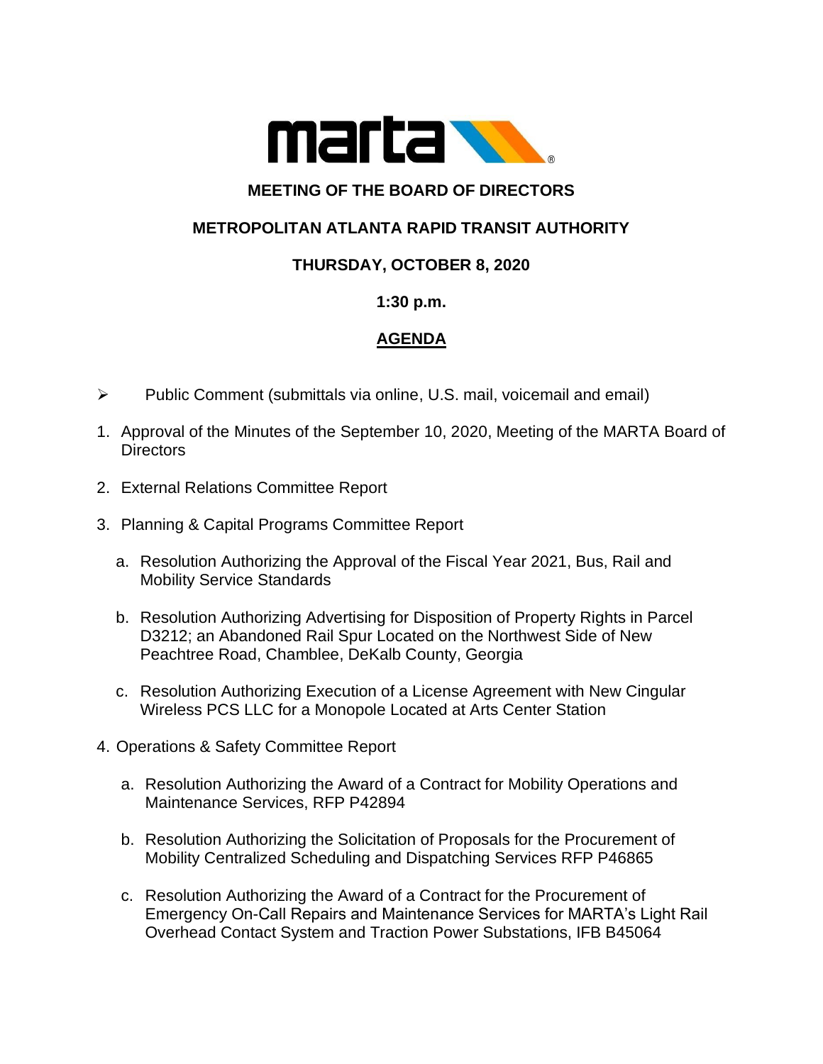## MEETING OF THE BOARD OF DIRECTORS

## METROPOLITAN ATLANTA RAPID TRANSIT AUTHORITY

## THURSDAY, OCTOBER 8, 2020

**1:30 p.m.**

## AGENDA

- Public Comment (submittals via online, U.S. mail, voicemail and email)

1. Approval of the Minutes of the September 10, 2020, Meeting of the MARTA Board of Directors

2. External Relations Committee Report

3. Planning & Capital Programs Committee Report

   a. Resolution Authorizing the Approval of the Fiscal Year 2021, Bus, Rail and Mobility Service Standards

   b. Resolution Authorizing Advertising for Disposition of Property Rights in Parcel D3212; an Abandoned Rail Spur Located on the Northwest Side of New Peachtree Road, Chamblee, DeKalb County, Georgia

   c. Resolution Authorizing Execution of a License Agreement with New Cingular Wireless PCS LLC for a Monopole Located at Arts Center Station

4. Operations & Safety Committee Report

   a. Resolution Authorizing the Award of a Contract for Mobility Operations and Maintenance Services, RFP P42894

   b. Resolution Authorizing the Solicitation of Proposals for the Procurement of Mobility Centralized Scheduling and Dispatching Services RFP P46865

   c. Resolution Authorizing the Award of a Contract for the Procurement of Emergency On-Call Repairs and Maintenance Services for MARTA's Light Rail Overhead Contact System and Traction Power Substations, IFB B45064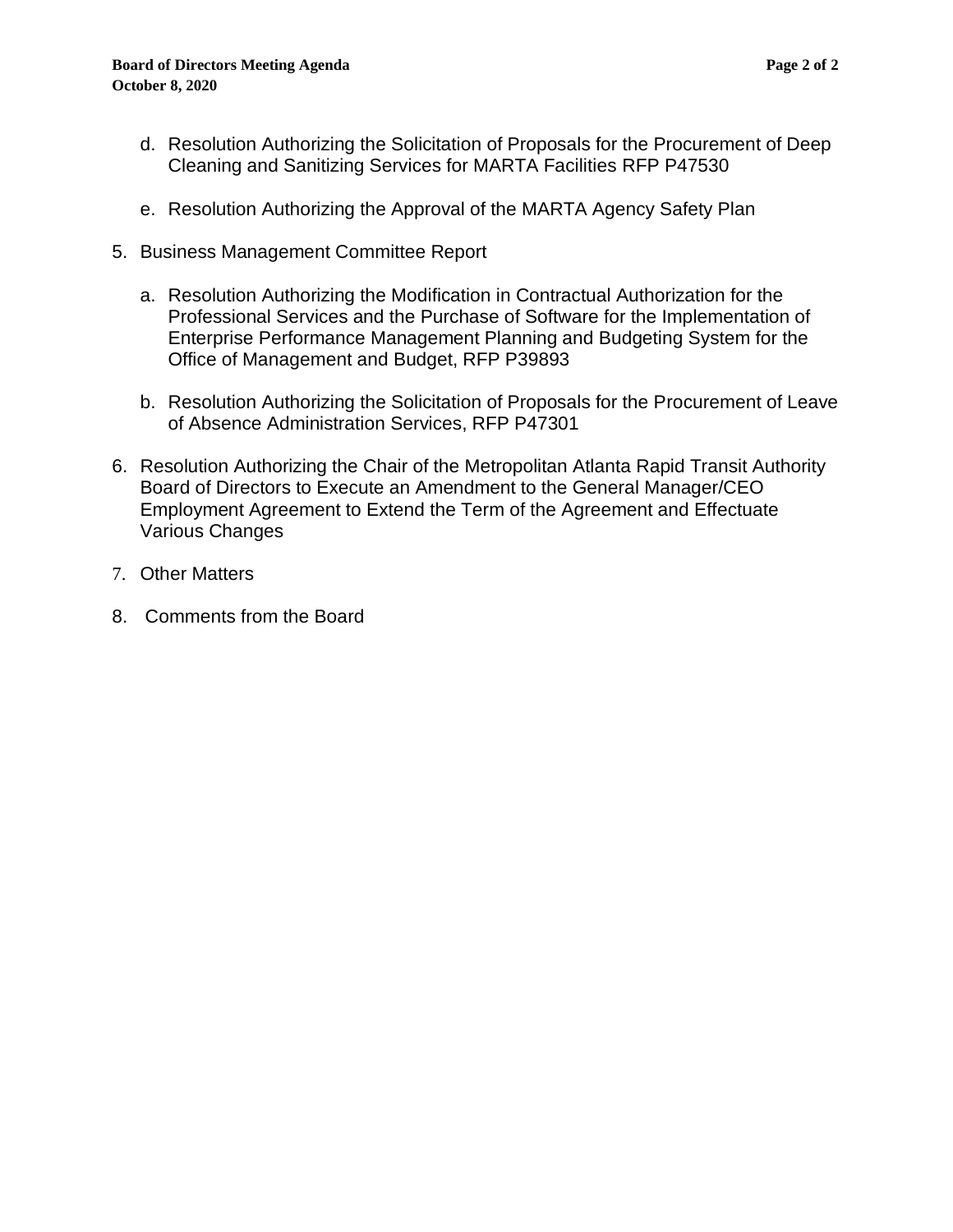d. Resolution Authorizing the Solicitation of Proposals for the Procurement of Deep Cleaning and Sanitizing Services for MARTA Facilities RFP P47530

e. Resolution Authorizing the Approval of the MARTA Agency Safety Plan

5. Business Management Committee Report

   a. Resolution Authorizing the Modification in Contractual Authorization for the Professional Services and the Purchase of Software for the Implementation of Enterprise Performance Management Planning and Budgeting System for the Office of Management and Budget, RFP P39893

   b. Resolution Authorizing the Solicitation of Proposals for the Procurement of Leave of Absence Administration Services, RFP P47301

6. Resolution Authorizing the Chair of the Metropolitan Atlanta Rapid Transit Authority Board of Directors to Execute an Amendment to the General Manager/CEO Employment Agreement to Extend the Term of the Agreement and Effectuate Various Changes

7. Other Matters

8. Comments from the Board